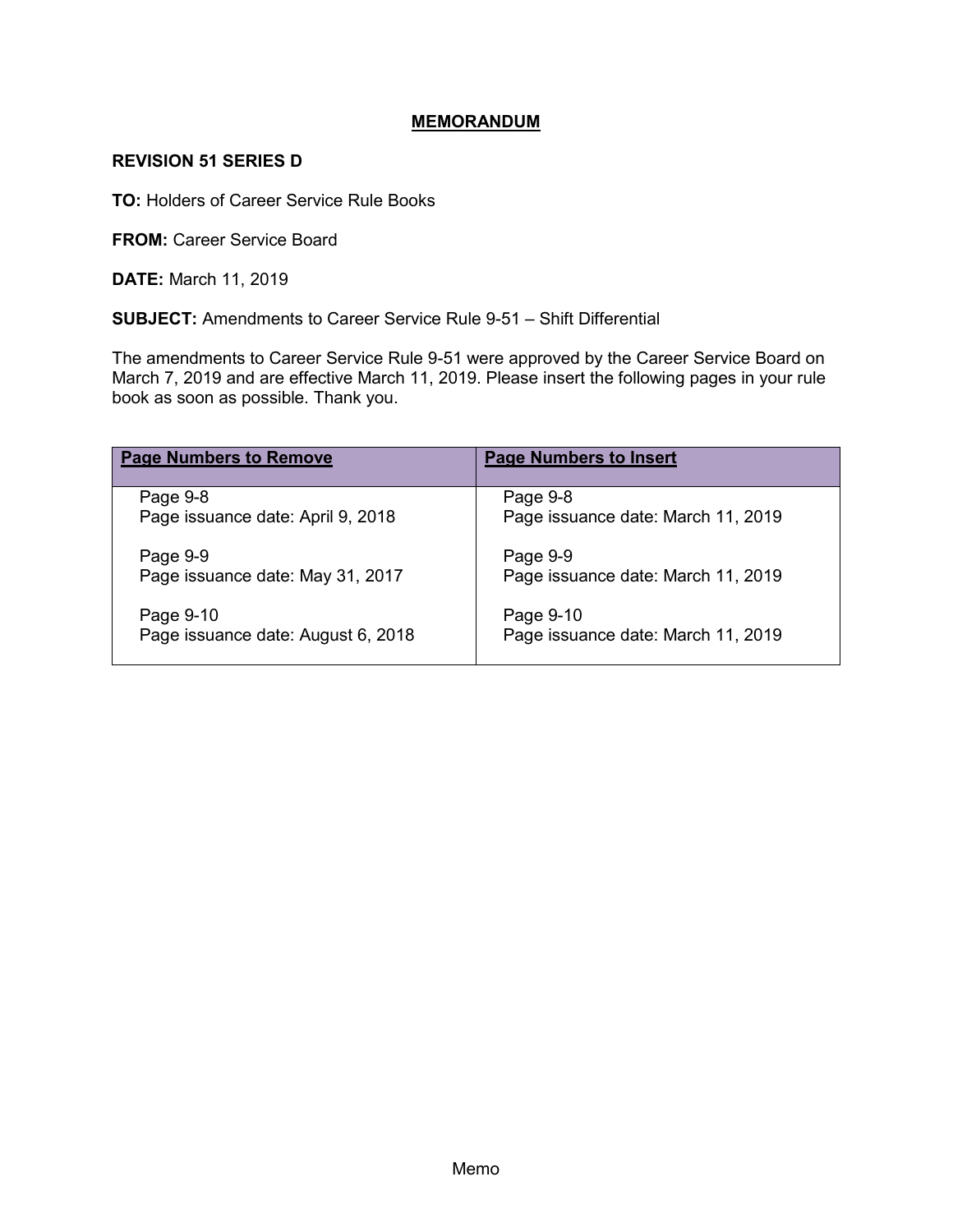# MEMORANDUM

**REVISION 51 SERIES D**

**TO:** Holders of Career Service Rule Books

**FROM:** Career Service Board

**DATE:** March 11, 2019

**SUBJECT:** Amendments to Career Service Rule 9-51 – Shift Differential

The amendments to Career Service Rule 9-51 were approved by the Career Service Board on March 7, 2019 and are effective March 11, 2019. Please insert the following pages in your rule book as soon as possible. Thank you.

| Page Numbers to Remove | Page Numbers to Insert |
| --- | --- |
| Page 9-8<br>Page issuance date: April 9, 2018 | Page 9-8<br>Page issuance date: March 11, 2019 |
| Page 9-9<br>Page issuance date: May 31, 2017 | Page 9-9<br>Page issuance date: March 11, 2019 |
| Page 9-10<br>Page issuance date: August 6, 2018 | Page 9-10<br>Page issuance date: March 11, 2019 |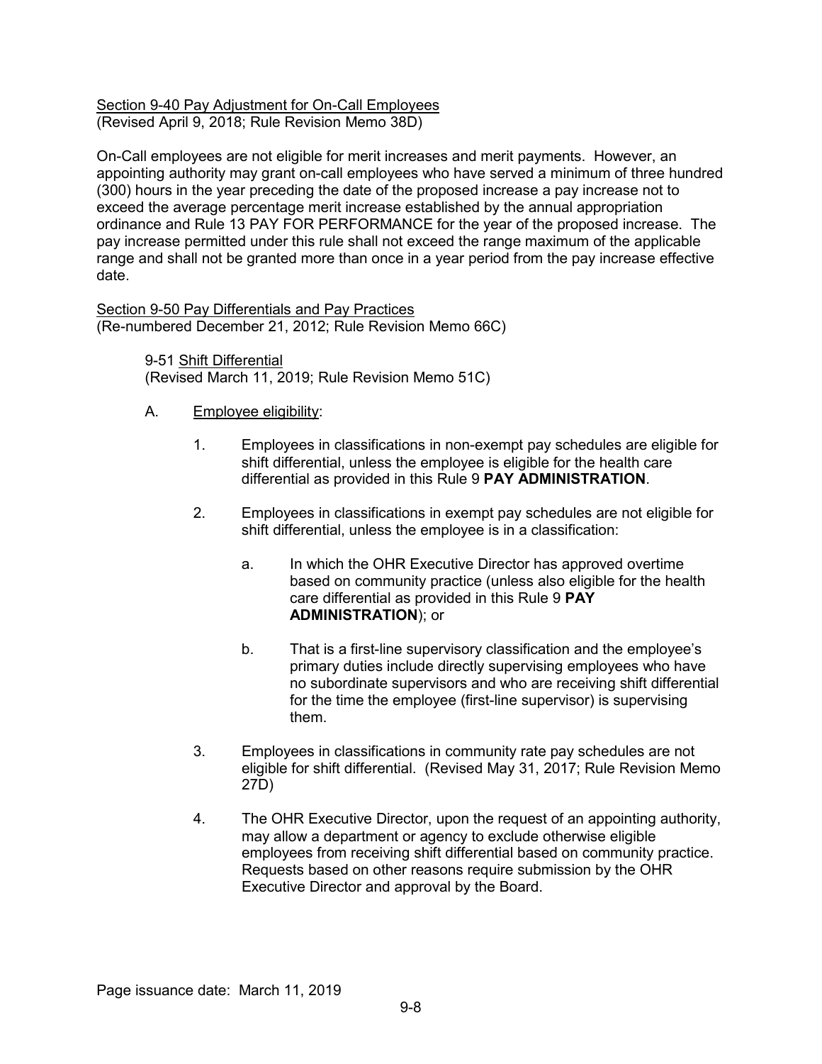## Section 9-40 Pay Adjustment for On-Call Employees
(Revised April 9, 2018; Rule Revision Memo 38D)

On-Call employees are not eligible for merit increases and merit payments. However, an appointing authority may grant on-call employees who have served a minimum of three hundred (300) hours in the year preceding the date of the proposed increase a pay increase not to exceed the average percentage merit increase established by the annual appropriation ordinance and Rule 13 PAY FOR PERFORMANCE for the year of the proposed increase. The pay increase permitted under this rule shall not exceed the range maximum of the applicable range and shall not be granted more than once in a year period from the pay increase effective date.

## Section 9-50 Pay Differentials and Pay Practices
(Re-numbered December 21, 2012; Rule Revision Memo 66C)

### 9-51 Shift Differential
(Revised March 11, 2019; Rule Revision Memo 51C)

A. Employee eligibility:

1. Employees in classifications in non-exempt pay schedules are eligible for shift differential, unless the employee is eligible for the health care differential as provided in this Rule 9 **PAY ADMINISTRATION**.

2. Employees in classifications in exempt pay schedules are not eligible for shift differential, unless the employee is in a classification:

   a. In which the OHR Executive Director has approved overtime based on community practice (unless also eligible for the health care differential as provided in this Rule 9 **PAY ADMINISTRATION**); or

   b. That is a first-line supervisory classification and the employee's primary duties include directly supervising employees who have no subordinate supervisors and who are receiving shift differential for the time the employee (first-line supervisor) is supervising them.

3. Employees in classifications in community rate pay schedules are not eligible for shift differential. (Revised May 31, 2017; Rule Revision Memo 27D)

4. The OHR Executive Director, upon the request of an appointing authority, may allow a department or agency to exclude otherwise eligible employees from receiving shift differential based on community practice. Requests based on other reasons require submission by the OHR Executive Director and approval by the Board.

Page issuance date: March 11, 2019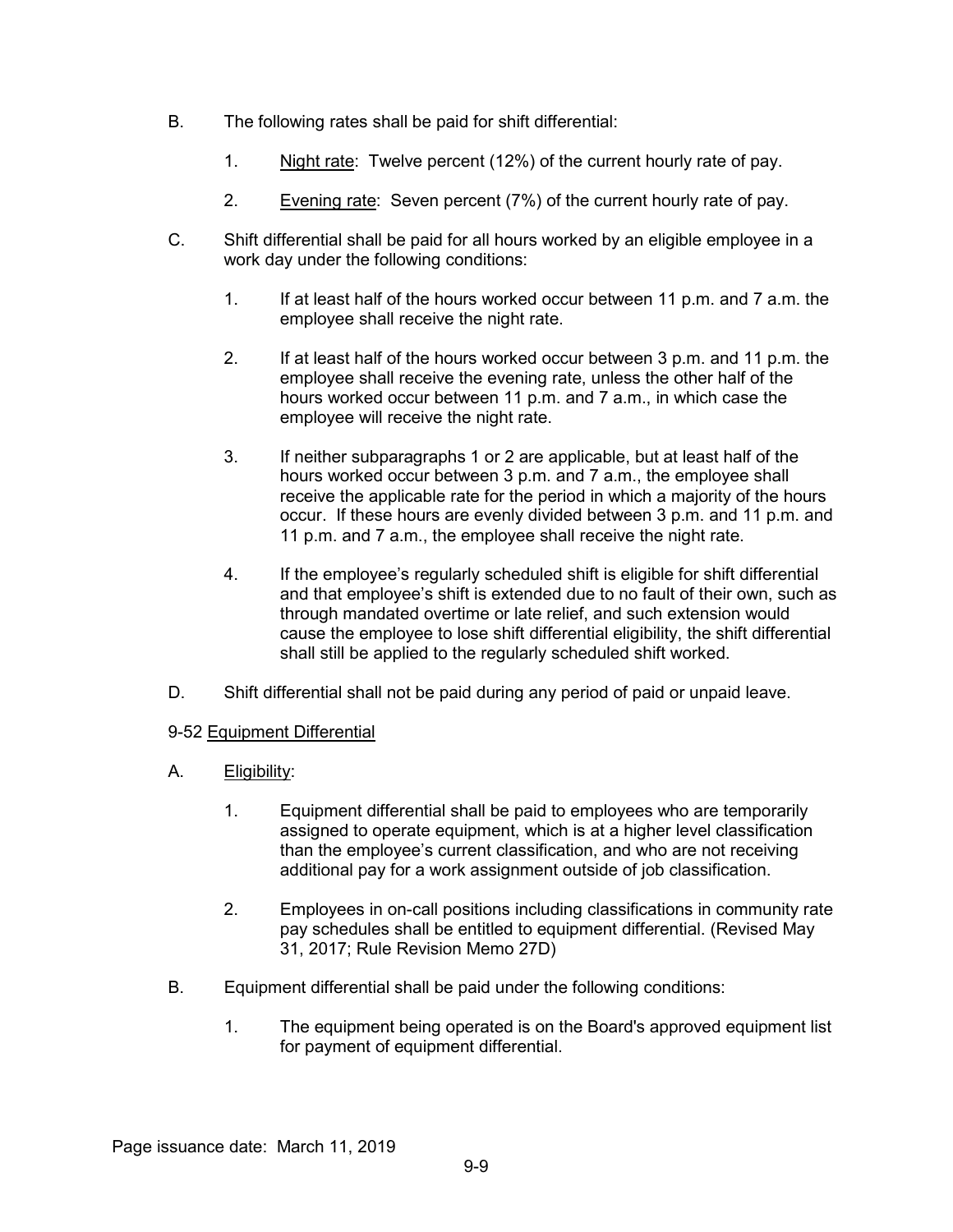B. The following rates shall be paid for shift differential:

   1. Night rate: Twelve percent (12%) of the current hourly rate of pay.

   2. Evening rate: Seven percent (7%) of the current hourly rate of pay.

C. Shift differential shall be paid for all hours worked by an eligible employee in a work day under the following conditions:

   1. If at least half of the hours worked occur between 11 p.m. and 7 a.m. the employee shall receive the night rate.

   2. If at least half of the hours worked occur between 3 p.m. and 11 p.m. the employee shall receive the evening rate, unless the other half of the hours worked occur between 11 p.m. and 7 a.m., in which case the employee will receive the night rate.

   3. If neither subparagraphs 1 or 2 are applicable, but at least half of the hours worked occur between 3 p.m. and 7 a.m., the employee shall receive the applicable rate for the period in which a majority of the hours occur. If these hours are evenly divided between 3 p.m. and 11 p.m. and 11 p.m. and 7 a.m., the employee shall receive the night rate.

   4. If the employee's regularly scheduled shift is eligible for shift differential and that employee's shift is extended due to no fault of their own, such as through mandated overtime or late relief, and such extension would cause the employee to lose shift differential eligibility, the shift differential shall still be applied to the regularly scheduled shift worked.

D. Shift differential shall not be paid during any period of paid or unpaid leave.

9-52 Equipment Differential

A. Eligibility:

   1. Equipment differential shall be paid to employees who are temporarily assigned to operate equipment, which is at a higher level classification than the employee's current classification, and who are not receiving additional pay for a work assignment outside of job classification.

   2. Employees in on-call positions including classifications in community rate pay schedules shall be entitled to equipment differential. (Revised May 31, 2017; Rule Revision Memo 27D)

B. Equipment differential shall be paid under the following conditions:

   1. The equipment being operated is on the Board's approved equipment list for payment of equipment differential.

Page issuance date: March 11, 2019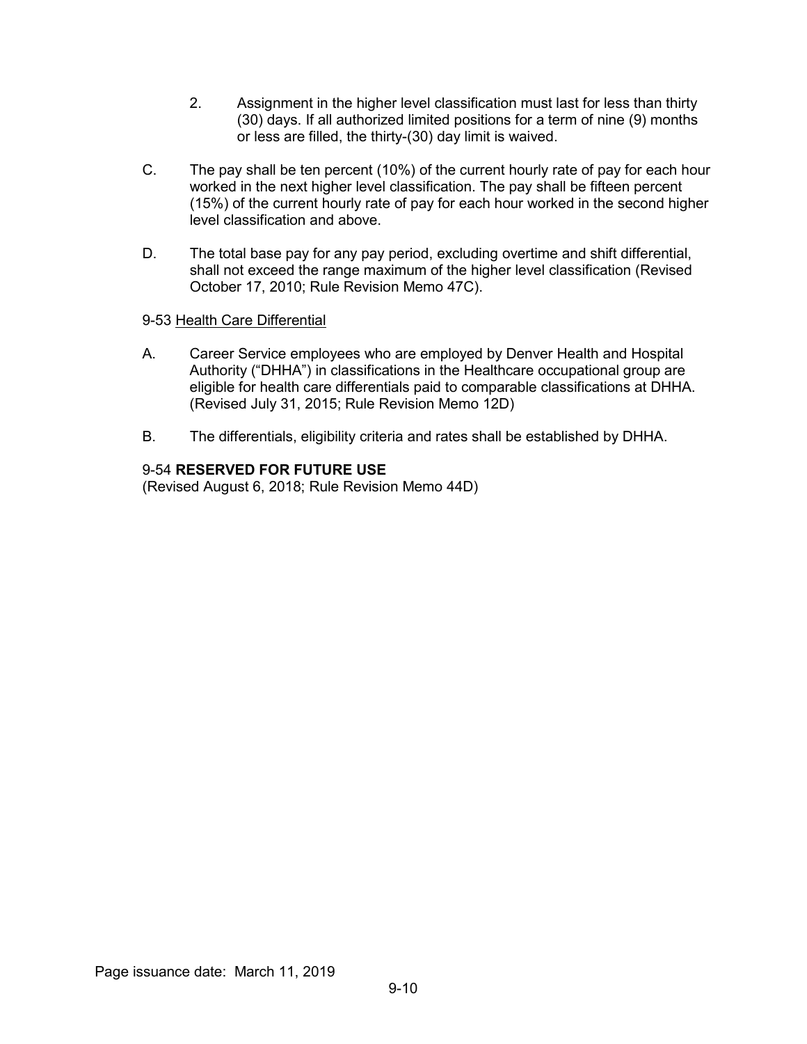2. Assignment in the higher level classification must last for less than thirty (30) days. If all authorized limited positions for a term of nine (9) months or less are filled, the thirty-(30) day limit is waived.

C. The pay shall be ten percent (10%) of the current hourly rate of pay for each hour worked in the next higher level classification. The pay shall be fifteen percent (15%) of the current hourly rate of pay for each hour worked in the second higher level classification and above.

D. The total base pay for any pay period, excluding overtime and shift differential, shall not exceed the range maximum of the higher level classification (Revised October 17, 2010; Rule Revision Memo 47C).

9-53 Health Care Differential

A. Career Service employees who are employed by Denver Health and Hospital Authority ("DHHA") in classifications in the Healthcare occupational group are eligible for health care differentials paid to comparable classifications at DHHA. (Revised July 31, 2015; Rule Revision Memo 12D)

B. The differentials, eligibility criteria and rates shall be established by DHHA.

9-54 **RESERVED FOR FUTURE USE**
(Revised August 6, 2018; Rule Revision Memo 44D)

Page issuance date: March 11, 2019